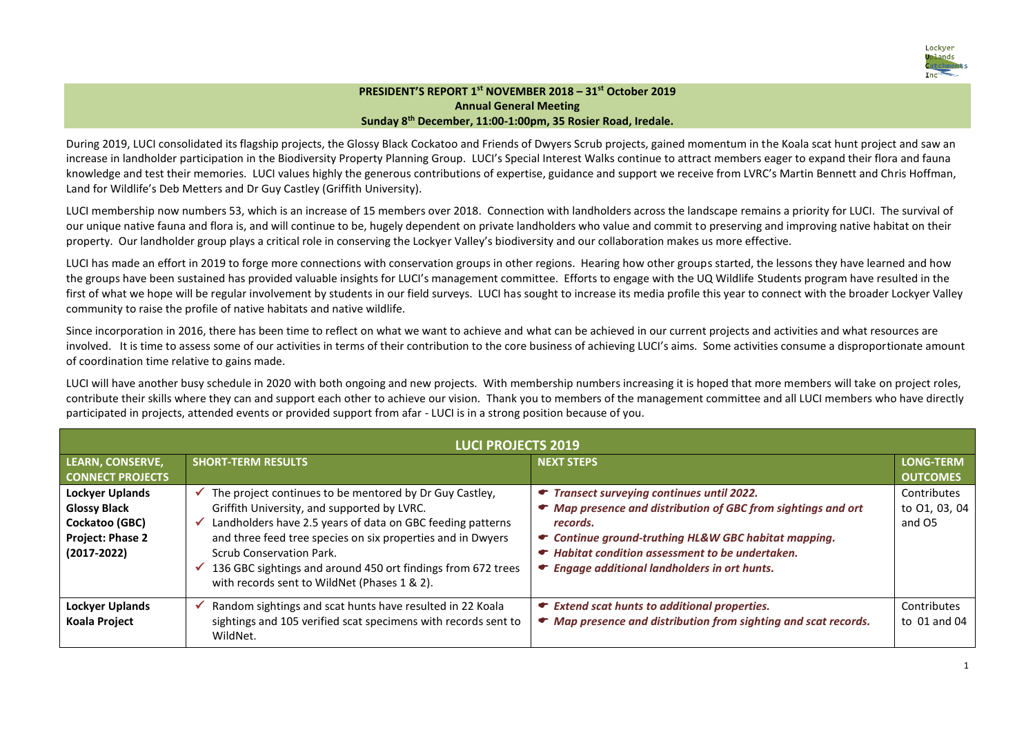**PRESIDENT'S REPORT 1st NOVEMBER 2018 – 31st October 2019**
**Annual General Meeting**
**Sunday 8th December, 11:00-1:00pm, 35 Rosier Road, Iredale.**

During 2019, LUCI consolidated its flagship projects, the Glossy Black Cockatoo and Friends of Dwyers Scrub projects, gained momentum in the Koala scat hunt project and saw an increase in landholder participation in the Biodiversity Property Planning Group. LUCI's Special Interest Walks continue to attract members eager to expand their flora and fauna knowledge and test their memories. LUCI values highly the generous contributions of expertise, guidance and support we receive from LVRC's Martin Bennett and Chris Hoffman, Land for Wildlife's Deb Metters and Dr Guy Castley (Griffith University).

LUCI membership now numbers 53, which is an increase of 15 members over 2018. Connection with landholders across the landscape remains a priority for LUCI. The survival of our unique native fauna and flora is, and will continue to be, hugely dependent on private landholders who value and commit to preserving and improving native habitat on their property. Our landholder group plays a critical role in conserving the Lockyer Valley's biodiversity and our collaboration makes us more effective.

LUCI has made an effort in 2019 to forge more connections with conservation groups in other regions. Hearing how other groups started, the lessons they have learned and how the groups have been sustained has provided valuable insights for LUCI's management committee. Efforts to engage with the UQ Wildlife Students program have resulted in the first of what we hope will be regular involvement by students in our field surveys. LUCI has sought to increase its media profile this year to connect with the broader Lockyer Valley community to raise the profile of native habitats and native wildlife.

Since incorporation in 2016, there has been time to reflect on what we want to achieve and what can be achieved in our current projects and activities and what resources are involved. It is time to assess some of our activities in terms of their contribution to the core business of achieving LUCI's aims. Some activities consume a disproportionate amount of coordination time relative to gains made.

LUCI will have another busy schedule in 2020 with both ongoing and new projects. With membership numbers increasing it is hoped that more members will take on project roles, contribute their skills where they can and support each other to achieve our vision. Thank you to members of the management committee and all LUCI members who have directly participated in projects, attended events or provided support from afar - LUCI is in a strong position because of you.

| **LUCI PROJECTS 2019** | | | |
|---|---|---|---|
| **LEARN, CONSERVE, CONNECT PROJECTS** | **SHORT-TERM RESULTS** | **NEXT STEPS** | **LONG-TERM OUTCOMES** |
| **Lockyer Uplands Glossy Black Cockatoo (GBC) Project: Phase 2 (2017-2022)** | ✓ The project continues to be mentored by Dr Guy Castley, Griffith University, and supported by LVRC.<br>✓ Landholders have 2.5 years of data on GBC feeding patterns and three feed tree species on six properties and in Dwyers Scrub Conservation Park.<br>✓ 136 GBC sightings and around 450 ort findings from 672 trees with records sent to WildNet (Phases 1 & 2). | ☛ *Transect surveying continues until 2022.*<br>☛ *Map presence and distribution of GBC from sightings and ort records.*<br>☛ *Continue ground-truthing HL&W GBC habitat mapping.*<br>☛ *Habitat condition assessment to be undertaken.*<br>☛ *Engage additional landholders in ort hunts.* | Contributes to O1, 03, 04 and O5 |
| **Lockyer Uplands Koala Project** | ✓ Random sightings and scat hunts have resulted in 22 Koala sightings and 105 verified scat specimens with records sent to WildNet. | ☛ *Extend scat hunts to additional properties.*<br>☛ *Map presence and distribution from sighting and scat records.* | Contributes to 01 and 04 |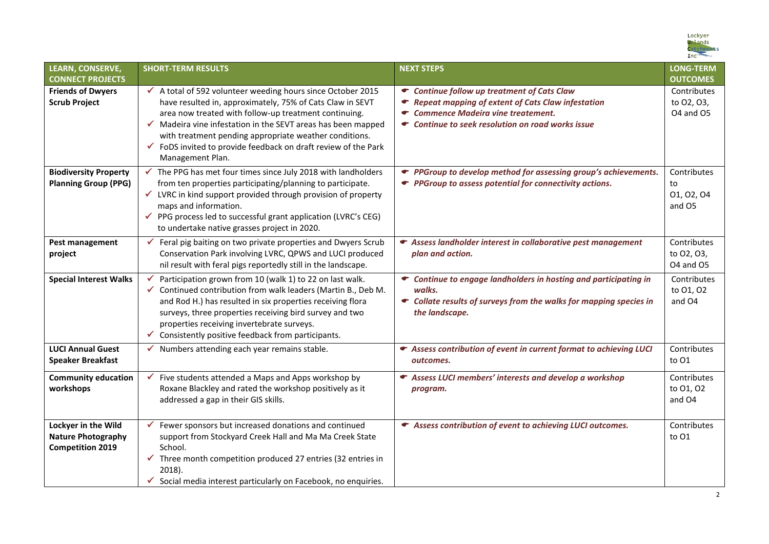| LEARN, CONSERVE, CONNECT PROJECTS | SHORT-TERM RESULTS | NEXT STEPS | LONG-TERM OUTCOMES |
|---|---|---|---|
| **Friends of Dwyers Scrub Project** | ✓ A total of 592 volunteer weeding hours since October 2015 have resulted in, approximately, 75% of Cats Claw in SEVT area now treated with follow-up treatment continuing.<br>✓ Madeira vine infestation in the SEVT areas has been mapped with treatment pending appropriate weather conditions.<br>✓ FoDS invited to provide feedback on draft review of the Park Management Plan. | ☛ ***Continue follow up treatment of Cats Claw***<br>☛ ***Repeat mapping of extent of Cats Claw infestation***<br>☛ ***Commence Madeira vine treatement.***<br>☛ ***Continue to seek resolution on road works issue*** | Contributes to O2, O3, O4 and O5 |
| **Biodiversity Property Planning Group (PPG)** | ✓ The PPG has met four times since July 2018 with landholders from ten properties participating/planning to participate.<br>✓ LVRC in kind support provided through provision of property maps and information.<br>✓ PPG process led to successful grant application (LVRC's CEG) to undertake native grasses project in 2020. | ☛ ***PPGroup to develop method for assessing group's achievements.***<br>☛ ***PPGroup to assess potential for connectivity actions.*** | Contributes to O1, O2, O4 and O5 |
| **Pest management project** | ✓ Feral pig baiting on two private properties and Dwyers Scrub Conservation Park involving LVRC, QPWS and LUCI produced nil result with feral pigs reportedly still in the landscape. | ☛ ***Assess landholder interest in collaborative pest management plan and action.*** | Contributes to O2, O3, O4 and O5 |
| **Special Interest Walks** | ✓ Participation grown from 10 (walk 1) to 22 on last walk.<br>✓ Continued contribution from walk leaders (Martin B., Deb M. and Rod H.) has resulted in six properties receiving flora surveys, three properties receiving bird survey and two properties receiving invertebrate surveys.<br>✓ Consistently positive feedback from participants. | ☛ ***Continue to engage landholders in hosting and participating in walks.***<br>☛ ***Collate results of surveys from the walks for mapping species in the landscape.*** | Contributes to O1, O2 and O4 |
| **LUCI Annual Guest Speaker Breakfast** | ✓ Numbers attending each year remains stable. | ☛ ***Assess contribution of event in current format to achieving LUCI outcomes.*** | Contributes to O1 |
| **Community education workshops** | ✓ Five students attended a Maps and Apps workshop by Roxane Blackley and rated the workshop positively as it addressed a gap in their GIS skills. | ☛ ***Assess LUCI members' interests and develop a workshop program.*** | Contributes to O1, O2 and O4 |
| **Lockyer in the Wild Nature Photography Competition 2019** | ✓ Fewer sponsors but increased donations and continued support from Stockyard Creek Hall and Ma Ma Creek State School.<br>✓ Three month competition produced 27 entries (32 entries in 2018).<br>✓ Social media interest particularly on Facebook, no enquiries. | ☛ ***Assess contribution of event to achieving LUCI outcomes.*** | Contributes to O1 |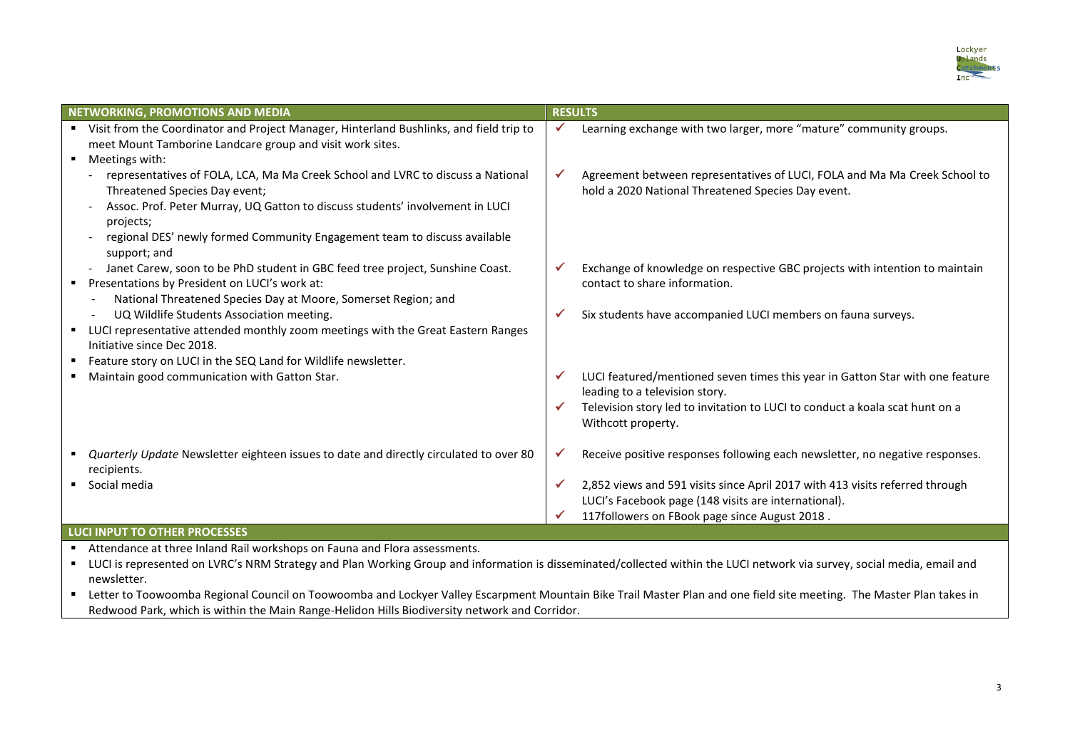| NETWORKING, PROMOTIONS AND MEDIA | RESULTS |
|---|---|
| ▪ Visit from the Coordinator and Project Manager, Hinterland Bushlinks, and field trip to meet Mount Tamborine Landcare group and visit work sites. | ✓ Learning exchange with two larger, more "mature" community groups. |
| ▪ Meetings with:<br>- representatives of FOLA, LCA, Ma Ma Creek School and LVRC to discuss a National Threatened Species Day event;<br>- Assoc. Prof. Peter Murray, UQ Gatton to discuss students' involvement in LUCI projects;<br>- regional DES' newly formed Community Engagement team to discuss available support; and<br>- Janet Carew, soon to be PhD student in GBC feed tree project, Sunshine Coast. | ✓ Agreement between representatives of LUCI, FOLA and Ma Ma Creek School to hold a 2020 National Threatened Species Day event.<br><br>✓ Exchange of knowledge on respective GBC projects with intention to maintain contact to share information. |
| ▪ Presentations by President on LUCI's work at:<br>- National Threatened Species Day at Moore, Somerset Region; and<br>- UQ Wildlife Students Association meeting. | ✓ Six students have accompanied LUCI members on fauna surveys. |
| ▪ LUCI representative attended monthly zoom meetings with the Great Eastern Ranges Initiative since Dec 2018. | |
| ▪ Feature story on LUCI in the SEQ Land for Wildlife newsletter. | |
| ▪ Maintain good communication with Gatton Star. | ✓ LUCI featured/mentioned seven times this year in Gatton Star with one feature leading to a television story.<br>✓ Television story led to invitation to LUCI to conduct a koala scat hunt on a Withcott property. |
| ▪ *Quarterly Update* Newsletter eighteen issues to date and directly circulated to over 80 recipients. | ✓ Receive positive responses following each newsletter, no negative responses. |
| ▪ Social media | ✓ 2,852 views and 591 visits since April 2017 with 413 visits referred through LUCI's Facebook page (148 visits are international).<br>✓ 117followers on FBook page since August 2018 . |

| LUCI INPUT TO OTHER PROCESSES |
|---|
| ▪ Attendance at three Inland Rail workshops on Fauna and Flora assessments.<br>▪ LUCI is represented on LVRC's NRM Strategy and Plan Working Group and information is disseminated/collected within the LUCI network via survey, social media, email and newsletter.<br>▪ Letter to Toowoomba Regional Council on Toowoomba and Lockyer Valley Escarpment Mountain Bike Trail Master Plan and one field site meeting. The Master Plan takes in Redwood Park, which is within the Main Range-Helidon Hills Biodiversity network and Corridor. |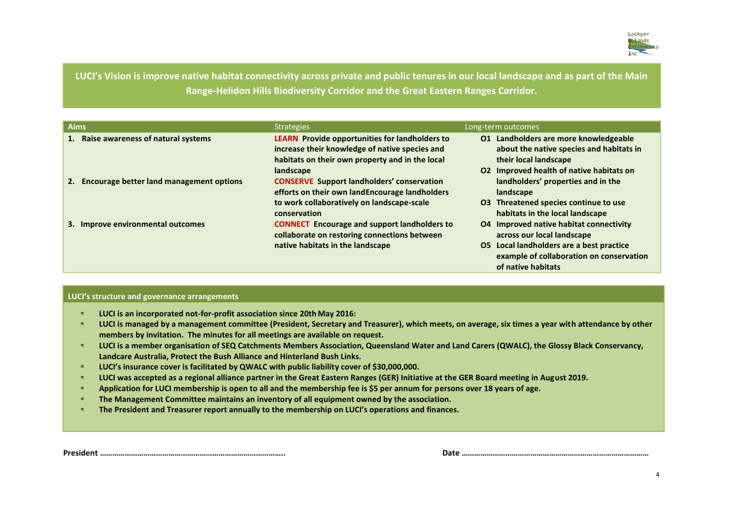**LUCI's Vision is improve native habitat connectivity across private and public tenures in our local landscape and as part of the Main Range-Helidon Hills Biodiversity Corridor and the Great Eastern Ranges Corridor.**

| Aims | Strategies | Long-term outcomes |
|---|---|---|
| **1. Raise awareness of natural systems** | **LEARN Provide opportunities for landholders to increase their knowledge of native species and habitats on their own property and in the local landscape** | **O1 Landholders are more knowledgeable about the native species and habitats in their local landscape** |
| **2. Encourage better land management options** | **CONSERVE Support landholders' conservation efforts on their own landEncourage landholders to work collaboratively on landscape-scale conservation** | **O2 Improved health of native habitats on landholders' properties and in the landscape**<br>**O3 Threatened species continue to use habitats in the local landscape** |
| **3. Improve environmental outcomes** | **CONNECT Encourage and support landholders to collaborate on restoring connections between native habitats in the landscape** | **O4 Improved native habitat connectivity across our local landscape**<br>**O5 Local landholders are a best practice example of collaboration on conservation of native habitats** |

## LUCI's structure and governance arrangements

- **LUCI is an incorporated not-for-profit association since 20th May 2016:**
- **LUCI is managed by a management committee (President, Secretary and Treasurer), which meets, on average, six times a year with attendance by other members by invitation. The minutes for all meetings are available on request.**
- **LUCI is a member organisation of SEQ Catchments Members Association, Queensland Water and Land Carers (QWALC), the Glossy Black Conservancy, Landcare Australia, Protect the Bush Alliance and Hinterland Bush Links.**
- **LUCI's insurance cover is facilitated by QWALC with public liability cover of $30,000,000.**
- **LUCI was accepted as a regional alliance partner in the Great Eastern Ranges (GER) Initiative at the GER Board meeting in August 2019.**
- **Application for LUCI membership is open to all and the membership fee is $5 per annum for persons over 18 years of age.**
- **The Management Committee maintains an inventory of all equipment owned by the association.**
- **The President and Treasurer report annually to the membership on LUCI's operations and finances.**

**President …………………………………………………………………………….. Date ……………………………………………………………………………**